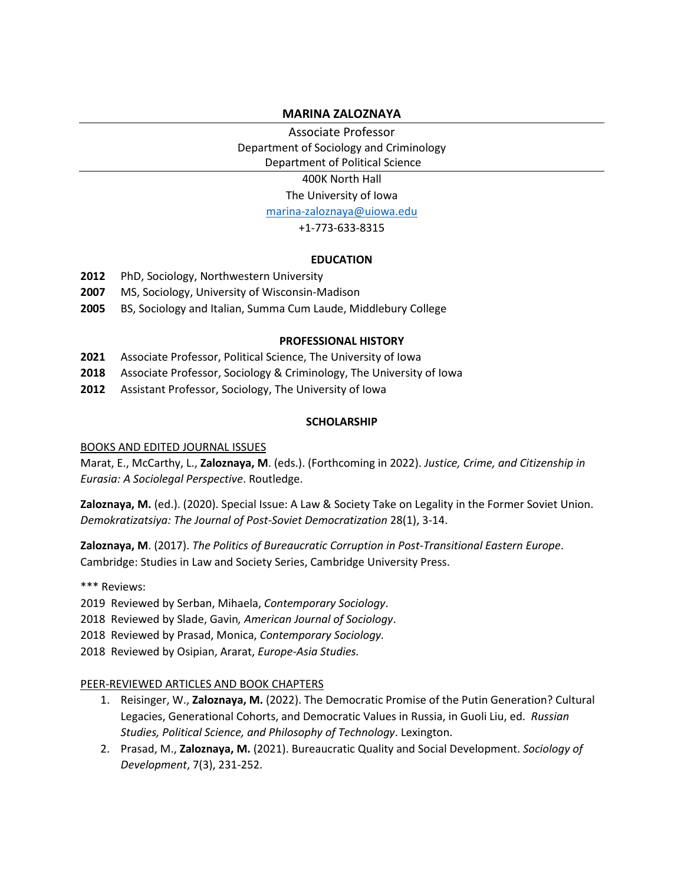# MARINA ZALOZNAYA

Associate Professor
Department of Sociology and Criminology
Department of Political Science

400K North Hall
The University of Iowa
[marina-zaloznaya@uiowa.edu](mailto:marina-zaloznaya@uiowa.edu)
+1-773-633-8315

## EDUCATION

**2012** PhD, Sociology, Northwestern University
**2007** MS, Sociology, University of Wisconsin-Madison
**2005** BS, Sociology and Italian, Summa Cum Laude, Middlebury College

## PROFESSIONAL HISTORY

**2021** Associate Professor, Political Science, The University of Iowa
**2018** Associate Professor, Sociology & Criminology, The University of Iowa
**2012** Assistant Professor, Sociology, The University of Iowa

## SCHOLARSHIP

### BOOKS AND EDITED JOURNAL ISSUES

Marat, E., McCarthy, L., **Zaloznaya, M**. (eds.). (Forthcoming in 2022). *Justice, Crime, and Citizenship in Eurasia: A Sociolegal Perspective*. Routledge.

**Zaloznaya, M.** (ed.). (2020). Special Issue: A Law & Society Take on Legality in the Former Soviet Union. *Demokratizatsiya: The Journal of Post-Soviet Democratization* 28(1), 3-14.

**Zaloznaya, M**. (2017). *The Politics of Bureaucratic Corruption in Post-Transitional Eastern Europe*. Cambridge: Studies in Law and Society Series, Cambridge University Press.

*** Reviews:
2019 Reviewed by Serban, Mihaela, *Contemporary Sociology*.
2018 Reviewed by Slade, Gavin*, American Journal of Sociology*.
2018 Reviewed by Prasad, Monica, *Contemporary Sociology.*
2018 Reviewed by Osipian, Ararat, *Europe-Asia Studies.*

### PEER-REVIEWED ARTICLES AND BOOK CHAPTERS

1. Reisinger, W., **Zaloznaya, M.** (2022). The Democratic Promise of the Putin Generation? Cultural Legacies, Generational Cohorts, and Democratic Values in Russia, in Guoli Liu, ed. *Russian Studies, Political Science, and Philosophy of Technology*. Lexington.
2. Prasad, M., **Zaloznaya, M.** (2021). Bureaucratic Quality and Social Development. *Sociology of Development*, 7(3), 231-252.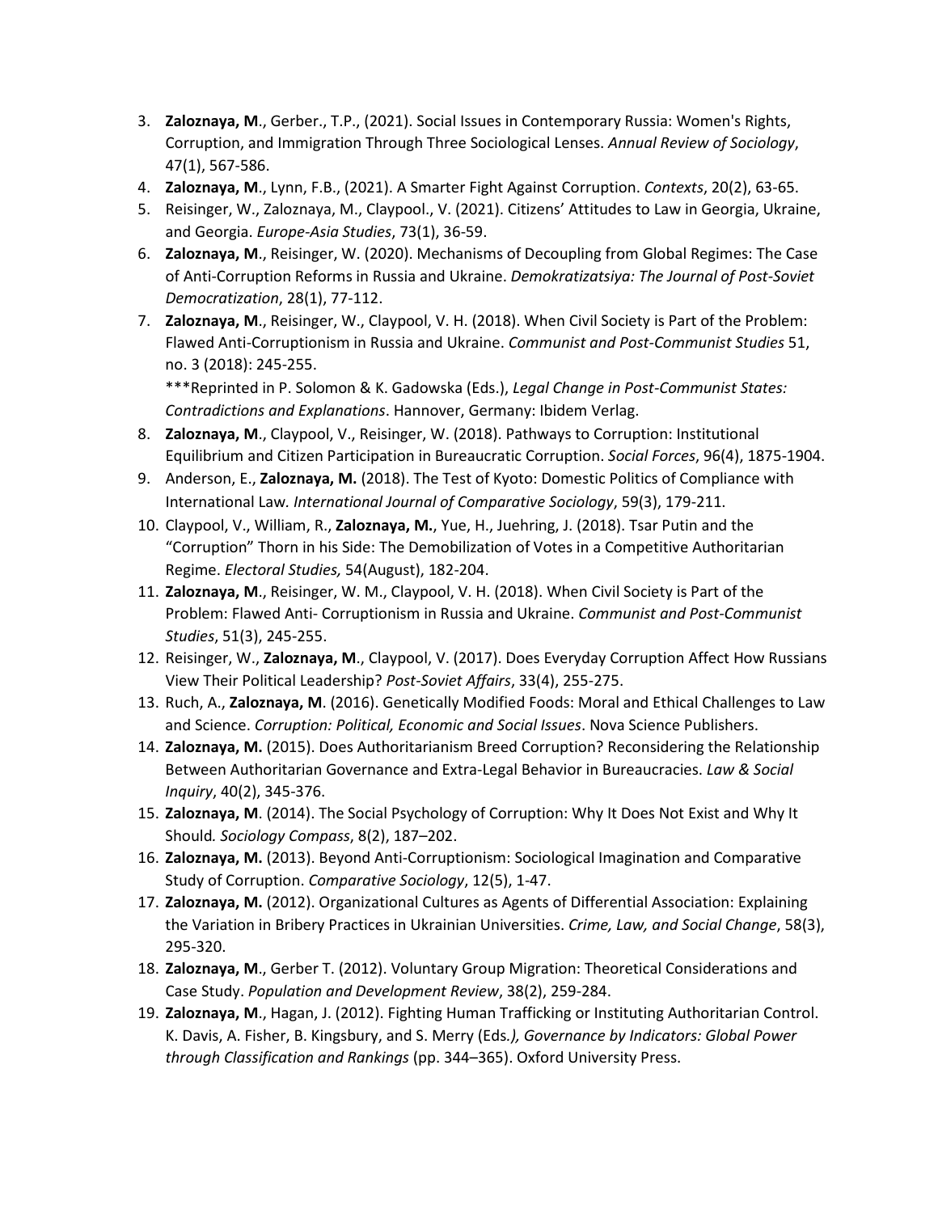3. **Zaloznaya, M**., Gerber., T.P., (2021). Social Issues in Contemporary Russia: Women's Rights, Corruption, and Immigration Through Three Sociological Lenses. *Annual Review of Sociology*, 47(1), 567-586.
4. **Zaloznaya, M**., Lynn, F.B., (2021). A Smarter Fight Against Corruption. *Contexts*, 20(2), 63-65.
5. Reisinger, W., Zaloznaya, M., Claypool., V. (2021). Citizens' Attitudes to Law in Georgia, Ukraine, and Georgia. *Europe-Asia Studies*, 73(1), 36-59.
6. **Zaloznaya, M**., Reisinger, W. (2020). Mechanisms of Decoupling from Global Regimes: The Case of Anti-Corruption Reforms in Russia and Ukraine. *Demokratizatsiya: The Journal of Post-Soviet Democratization*, 28(1), 77-112.
7. **Zaloznaya, M**., Reisinger, W., Claypool, V. H. (2018). When Civil Society is Part of the Problem: Flawed Anti-Corruptionism in Russia and Ukraine. *Communist and Post-Communist Studies* 51, no. 3 (2018): 245-255.
   
   ***Reprinted in P. Solomon & K. Gadowska (Eds.), *Legal Change in Post-Communist States: Contradictions and Explanations*. Hannover, Germany: Ibidem Verlag.
8. **Zaloznaya, M**., Claypool, V., Reisinger, W. (2018). Pathways to Corruption: Institutional Equilibrium and Citizen Participation in Bureaucratic Corruption. *Social Forces*, 96(4), 1875-1904.
9. Anderson, E., **Zaloznaya, M.** (2018). The Test of Kyoto: Domestic Politics of Compliance with International Law. *International Journal of Comparative Sociology*, 59(3), 179-211.
10. Claypool, V., William, R., **Zaloznaya, M.**, Yue, H., Juehring, J. (2018). Tsar Putin and the "Corruption" Thorn in his Side: The Demobilization of Votes in a Competitive Authoritarian Regime. *Electoral Studies,* 54(August), 182-204.
11. **Zaloznaya, M**., Reisinger, W. M., Claypool, V. H. (2018). When Civil Society is Part of the Problem: Flawed Anti- Corruptionism in Russia and Ukraine. *Communist and Post-Communist Studies*, 51(3), 245-255.
12. Reisinger, W., **Zaloznaya, M**., Claypool, V. (2017). Does Everyday Corruption Affect How Russians View Their Political Leadership? *Post-Soviet Affairs*, 33(4), 255-275.
13. Ruch, A., **Zaloznaya, M**. (2016). Genetically Modified Foods: Moral and Ethical Challenges to Law and Science. *Corruption: Political, Economic and Social Issues*. Nova Science Publishers.
14. **Zaloznaya, M.** (2015). Does Authoritarianism Breed Corruption? Reconsidering the Relationship Between Authoritarian Governance and Extra-Legal Behavior in Bureaucracies. *Law & Social Inquiry*, 40(2), 345-376.
15. **Zaloznaya, M**. (2014). The Social Psychology of Corruption: Why It Does Not Exist and Why It Should*.* *Sociology Compass*, 8(2), 187–202.
16. **Zaloznaya, M.** (2013). Beyond Anti-Corruptionism: Sociological Imagination and Comparative Study of Corruption. *Comparative Sociology*, 12(5), 1-47.
17. **Zaloznaya, M.** (2012). Organizational Cultures as Agents of Differential Association: Explaining the Variation in Bribery Practices in Ukrainian Universities. *Crime, Law, and Social Change*, 58(3), 295-320.
18. **Zaloznaya, M**., Gerber T. (2012). Voluntary Group Migration: Theoretical Considerations and Case Study. *Population and Development Review*, 38(2), 259-284.
19. **Zaloznaya, M**., Hagan, J. (2012). Fighting Human Trafficking or Instituting Authoritarian Control. K. Davis, A. Fisher, B. Kingsbury, and S. Merry (Eds*.), Governance by Indicators: Global Power through Classification and Rankings* (pp. 344–365). Oxford University Press.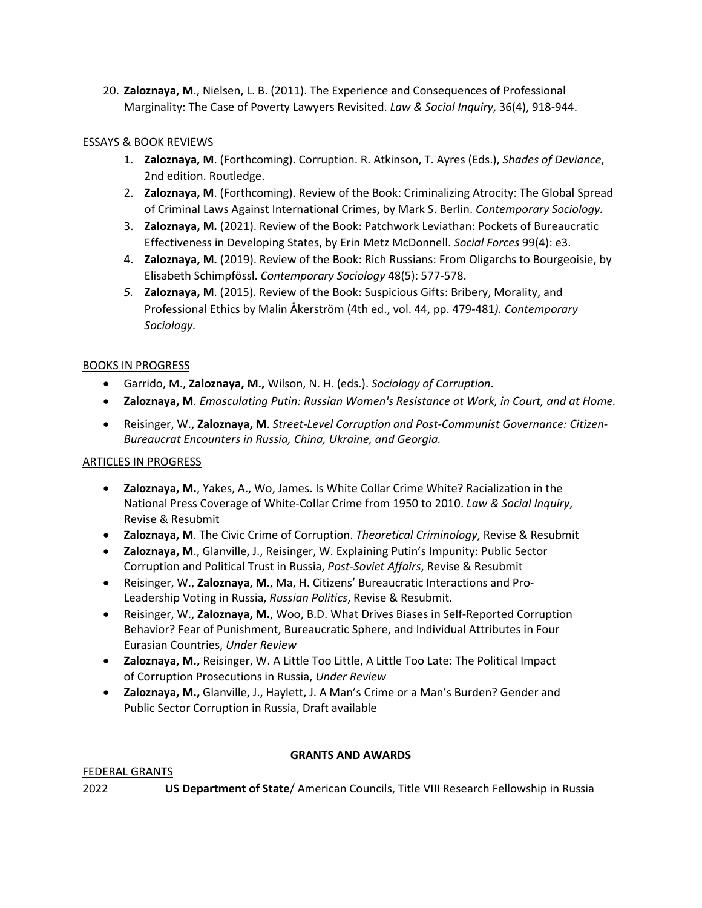20. **Zaloznaya, M**., Nielsen, L. B. (2011). The Experience and Consequences of Professional Marginality: The Case of Poverty Lawyers Revisited. *Law & Social Inquiry*, 36(4), 918-944.

<u>ESSAYS & BOOK REVIEWS</u>

1. **Zaloznaya, M**. (Forthcoming). Corruption. R. Atkinson, T. Ayres (Eds.), *Shades of Deviance*, 2nd edition. Routledge.
2. **Zaloznaya, M**. (Forthcoming). Review of the Book: Criminalizing Atrocity: The Global Spread of Criminal Laws Against International Crimes, by Mark S. Berlin. *Contemporary Sociology.*
3. **Zaloznaya, M.** (2021). Review of the Book: Patchwork Leviathan: Pockets of Bureaucratic Effectiveness in Developing States, by Erin Metz McDonnell. *Social Forces* 99(4): e3.
4. **Zaloznaya, M.** (2019). Review of the Book: Rich Russians: From Oligarchs to Bourgeoisie, by Elisabeth Schimpfössl. *Contemporary Sociology* 48(5): 577-578.
5. **Zaloznaya, M**. (2015). Review of the Book: Suspicious Gifts: Bribery, Morality, and Professional Ethics by Malin Åkerström (4th ed., vol. 44, pp. 479-481*). Contemporary Sociology.*

<u>BOOKS IN PROGRESS</u>

- Garrido, M., **Zaloznaya, M.,** Wilson, N. H. (eds.). *Sociology of Corruption*.
- **Zaloznaya, M**. *Emasculating Putin: Russian Women's Resistance at Work, in Court, and at Home.*
- Reisinger, W., **Zaloznaya, M**. *Street-Level Corruption and Post-Communist Governance: Citizen-Bureaucrat Encounters in Russia, China, Ukraine, and Georgia.*

<u>ARTICLES IN PROGRESS</u>

- **Zaloznaya, M.**, Yakes, A., Wo, James. Is White Collar Crime White? Racialization in the National Press Coverage of White-Collar Crime from 1950 to 2010. *Law & Social Inquiry*, Revise & Resubmit
- **Zaloznaya, M**. The Civic Crime of Corruption. *Theoretical Criminology*, Revise & Resubmit
- **Zaloznaya, M**., Glanville, J., Reisinger, W. Explaining Putin's Impunity: Public Sector Corruption and Political Trust in Russia, *Post-Soviet Affairs*, Revise & Resubmit
- Reisinger, W., **Zaloznaya, M**., Ma, H. Citizens' Bureaucratic Interactions and Pro-Leadership Voting in Russia, *Russian Politics*, Revise & Resubmit.
- Reisinger, W., **Zaloznaya, M.**, Woo, B.D. What Drives Biases in Self-Reported Corruption Behavior? Fear of Punishment, Bureaucratic Sphere, and Individual Attributes in Four Eurasian Countries, *Under Review*
- **Zaloznaya, M.,** Reisinger, W. A Little Too Little, A Little Too Late: The Political Impact of Corruption Prosecutions in Russia, *Under Review*
- **Zaloznaya, M.,** Glanville, J., Haylett, J. A Man's Crime or a Man's Burden? Gender and Public Sector Corruption in Russia, Draft available

## GRANTS AND AWARDS

<u>FEDERAL GRANTS</u>

2022 **US Department of State**/ American Councils, Title VIII Research Fellowship in Russia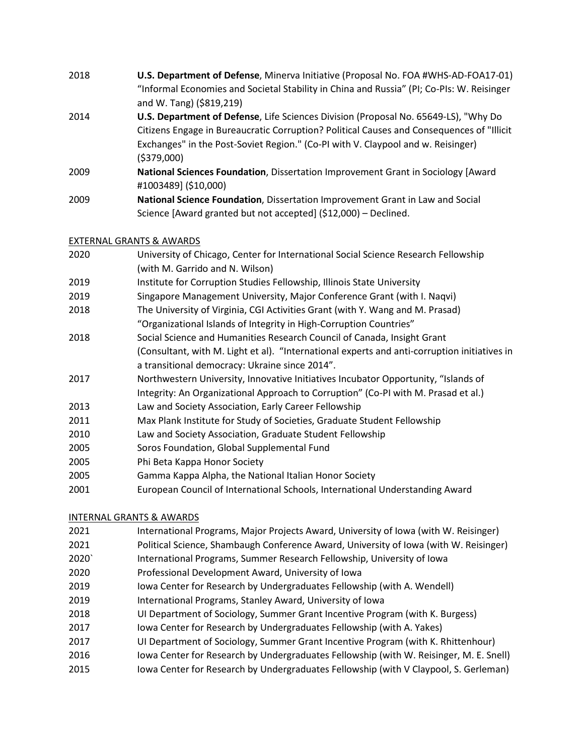| | |
|---|---|
| 2018 | **U.S. Department of Defense**, Minerva Initiative (Proposal No. FOA #WHS-AD-FOA17-01) "Informal Economies and Societal Stability in China and Russia" (PI; Co-PIs: W. Reisinger and W. Tang) ($819,219) |
| 2014 | **U.S. Department of Defense**, Life Sciences Division (Proposal No. 65649-LS), "Why Do Citizens Engage in Bureaucratic Corruption? Political Causes and Consequences of "Illicit Exchanges" in the Post-Soviet Region." (Co-PI with V. Claypool and w. Reisinger) ($379,000) |
| 2009 | **National Sciences Foundation**, Dissertation Improvement Grant in Sociology [Award #1003489] ($10,000) |
| 2009 | **National Science Foundation**, Dissertation Improvement Grant in Law and Social Science [Award granted but not accepted] ($12,000) – Declined. |

EXTERNAL GRANTS & AWARDS

| | |
|---|---|
| 2020 | University of Chicago, Center for International Social Science Research Fellowship (with M. Garrido and N. Wilson) |
| 2019 | Institute for Corruption Studies Fellowship, Illinois State University |
| 2019 | Singapore Management University, Major Conference Grant (with I. Naqvi) |
| 2018 | The University of Virginia, CGI Activities Grant (with Y. Wang and M. Prasad) "Organizational Islands of Integrity in High-Corruption Countries" |
| 2018 | Social Science and Humanities Research Council of Canada, Insight Grant (Consultant, with M. Light et al). "International experts and anti-corruption initiatives in a transitional democracy: Ukraine since 2014". |
| 2017 | Northwestern University, Innovative Initiatives Incubator Opportunity, "Islands of Integrity: An Organizational Approach to Corruption" (Co-PI with M. Prasad et al.) |
| 2013 | Law and Society Association, Early Career Fellowship |
| 2011 | Max Plank Institute for Study of Societies, Graduate Student Fellowship |
| 2010 | Law and Society Association, Graduate Student Fellowship |
| 2005 | Soros Foundation, Global Supplemental Fund |
| 2005 | Phi Beta Kappa Honor Society |
| 2005 | Gamma Kappa Alpha, the National Italian Honor Society |
| 2001 | European Council of International Schools, International Understanding Award |

INTERNAL GRANTS & AWARDS

| | |
|---|---|
| 2021 | International Programs, Major Projects Award, University of Iowa (with W. Reisinger) |
| 2021 | Political Science, Shambaugh Conference Award, University of Iowa (with W. Reisinger) |
| 2020` | International Programs, Summer Research Fellowship, University of Iowa |
| 2020 | Professional Development Award, University of Iowa |
| 2019 | Iowa Center for Research by Undergraduates Fellowship (with A. Wendell) |
| 2019 | International Programs, Stanley Award, University of Iowa |
| 2018 | UI Department of Sociology, Summer Grant Incentive Program (with K. Burgess) |
| 2017 | Iowa Center for Research by Undergraduates Fellowship (with A. Yakes) |
| 2017 | UI Department of Sociology, Summer Grant Incentive Program (with K. Rhittenhour) |
| 2016 | Iowa Center for Research by Undergraduates Fellowship (with W. Reisinger, M. E. Snell) |
| 2015 | Iowa Center for Research by Undergraduates Fellowship (with V Claypool, S. Gerleman) |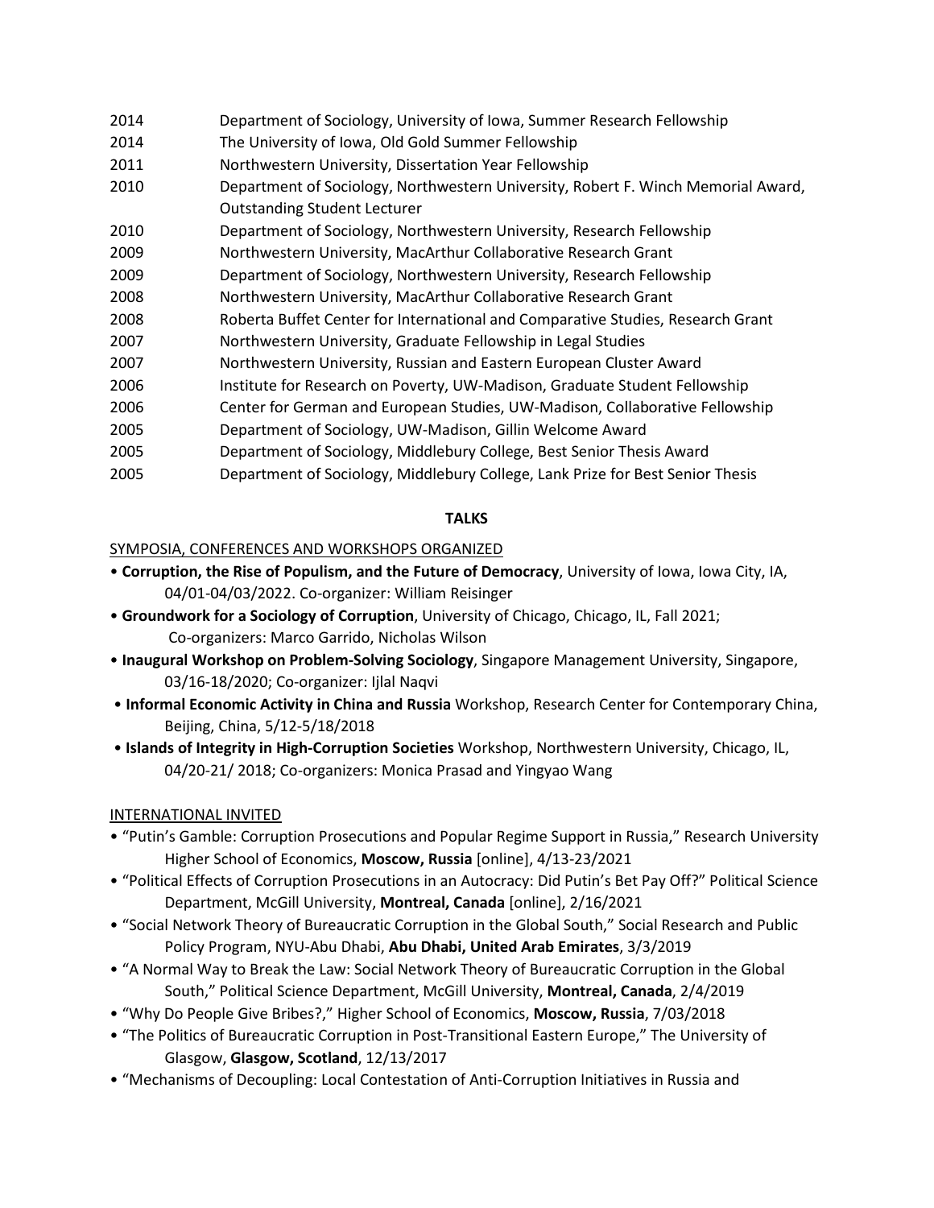2014 Department of Sociology, University of Iowa, Summer Research Fellowship
2014 The University of Iowa, Old Gold Summer Fellowship
2011 Northwestern University, Dissertation Year Fellowship
2010 Department of Sociology, Northwestern University, Robert F. Winch Memorial Award, Outstanding Student Lecturer
2010 Department of Sociology, Northwestern University, Research Fellowship
2009 Northwestern University, MacArthur Collaborative Research Grant
2009 Department of Sociology, Northwestern University, Research Fellowship
2008 Northwestern University, MacArthur Collaborative Research Grant
2008 Roberta Buffet Center for International and Comparative Studies, Research Grant
2007 Northwestern University, Graduate Fellowship in Legal Studies
2007 Northwestern University, Russian and Eastern European Cluster Award
2006 Institute for Research on Poverty, UW-Madison, Graduate Student Fellowship
2006 Center for German and European Studies, UW-Madison, Collaborative Fellowship
2005 Department of Sociology, UW-Madison, Gillin Welcome Award
2005 Department of Sociology, Middlebury College, Best Senior Thesis Award
2005 Department of Sociology, Middlebury College, Lank Prize for Best Senior Thesis

## TALKS

### SYMPOSIA, CONFERENCES AND WORKSHOPS ORGANIZED

- **Corruption, the Rise of Populism, and the Future of Democracy**, University of Iowa, Iowa City, IA, 04/01-04/03/2022. Co-organizer: William Reisinger
- **Groundwork for a Sociology of Corruption**, University of Chicago, Chicago, IL, Fall 2021; Co-organizers: Marco Garrido, Nicholas Wilson
- **Inaugural Workshop on Problem-Solving Sociology**, Singapore Management University, Singapore, 03/16-18/2020; Co-organizer: Ijlal Naqvi
- **Informal Economic Activity in China and Russia** Workshop, Research Center for Contemporary China, Beijing, China, 5/12-5/18/2018
- **Islands of Integrity in High-Corruption Societies** Workshop, Northwestern University, Chicago, IL, 04/20-21/ 2018; Co-organizers: Monica Prasad and Yingyao Wang

### INTERNATIONAL INVITED

- "Putin's Gamble: Corruption Prosecutions and Popular Regime Support in Russia," Research University Higher School of Economics, **Moscow, Russia** [online], 4/13-23/2021
- "Political Effects of Corruption Prosecutions in an Autocracy: Did Putin's Bet Pay Off?" Political Science Department, McGill University, **Montreal, Canada** [online], 2/16/2021
- "Social Network Theory of Bureaucratic Corruption in the Global South," Social Research and Public Policy Program, NYU-Abu Dhabi, **Abu Dhabi, United Arab Emirates**, 3/3/2019
- "A Normal Way to Break the Law: Social Network Theory of Bureaucratic Corruption in the Global South," Political Science Department, McGill University, **Montreal, Canada**, 2/4/2019
- "Why Do People Give Bribes?," Higher School of Economics, **Moscow, Russia**, 7/03/2018
- "The Politics of Bureaucratic Corruption in Post-Transitional Eastern Europe," The University of Glasgow, **Glasgow, Scotland**, 12/13/2017
- "Mechanisms of Decoupling: Local Contestation of Anti-Corruption Initiatives in Russia and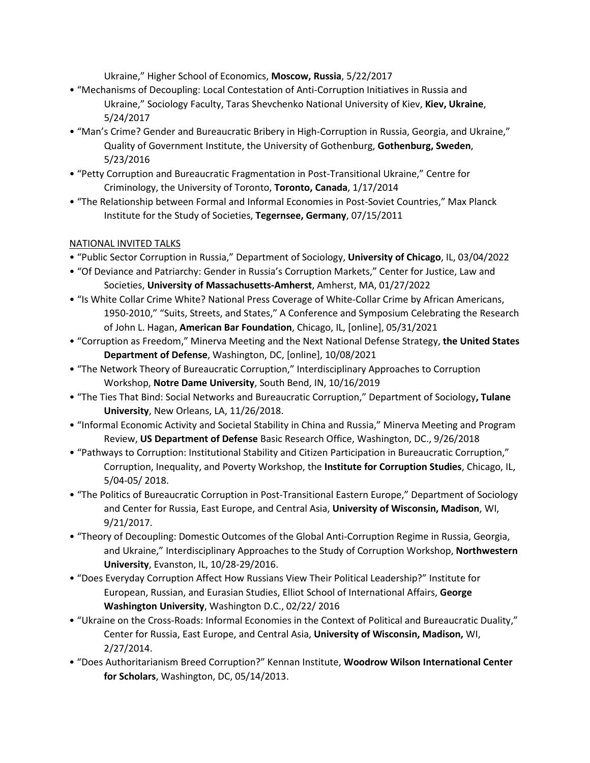Ukraine," Higher School of Economics, **Moscow, Russia**, 5/22/2017

- "Mechanisms of Decoupling: Local Contestation of Anti-Corruption Initiatives in Russia and Ukraine," Sociology Faculty, Taras Shevchenko National University of Kiev, **Kiev, Ukraine**, 5/24/2017
- "Man's Crime? Gender and Bureaucratic Bribery in High-Corruption in Russia, Georgia, and Ukraine," Quality of Government Institute, the University of Gothenburg, **Gothenburg, Sweden**, 5/23/2016
- "Petty Corruption and Bureaucratic Fragmentation in Post-Transitional Ukraine," Centre for Criminology, the University of Toronto, **Toronto, Canada**, 1/17/2014
- "The Relationship between Formal and Informal Economies in Post-Soviet Countries," Max Planck Institute for the Study of Societies, **Tegernsee, Germany**, 07/15/2011

NATIONAL INVITED TALKS

- "Public Sector Corruption in Russia," Department of Sociology, **University of Chicago**, IL, 03/04/2022
- "Of Deviance and Patriarchy: Gender in Russia's Corruption Markets," Center for Justice, Law and Societies, **University of Massachusetts-Amherst**, Amherst, MA, 01/27/2022
- "Is White Collar Crime White? National Press Coverage of White-Collar Crime by African Americans, 1950-2010," "Suits, Streets, and States," A Conference and Symposium Celebrating the Research of John L. Hagan, **American Bar Foundation**, Chicago, IL, [online], 05/31/2021
- "Corruption as Freedom," Minerva Meeting and the Next National Defense Strategy, **the United States Department of Defense**, Washington, DC, [online], 10/08/2021
- "The Network Theory of Bureaucratic Corruption," Interdisciplinary Approaches to Corruption Workshop, **Notre Dame University**, South Bend, IN, 10/16/2019
- "The Ties That Bind: Social Networks and Bureaucratic Corruption," Department of Sociology**, Tulane University**, New Orleans, LA, 11/26/2018.
- "Informal Economic Activity and Societal Stability in China and Russia," Minerva Meeting and Program Review, **US Department of Defense** Basic Research Office, Washington, DC., 9/26/2018
- "Pathways to Corruption: Institutional Stability and Citizen Participation in Bureaucratic Corruption," Corruption, Inequality, and Poverty Workshop, the **Institute for Corruption Studies**, Chicago, IL, 5/04-05/ 2018.
- "The Politics of Bureaucratic Corruption in Post-Transitional Eastern Europe," Department of Sociology and Center for Russia, East Europe, and Central Asia, **University of Wisconsin, Madison**, WI, 9/21/2017.
- "Theory of Decoupling: Domestic Outcomes of the Global Anti-Corruption Regime in Russia, Georgia, and Ukraine," Interdisciplinary Approaches to the Study of Corruption Workshop, **Northwestern University**, Evanston, IL, 10/28-29/2016.
- "Does Everyday Corruption Affect How Russians View Their Political Leadership?" Institute for European, Russian, and Eurasian Studies, Elliot School of International Affairs, **George Washington University**, Washington D.C., 02/22/ 2016
- "Ukraine on the Cross-Roads: Informal Economies in the Context of Political and Bureaucratic Duality," Center for Russia, East Europe, and Central Asia, **University of Wisconsin, Madison,** WI, 2/27/2014.
- "Does Authoritarianism Breed Corruption?" Kennan Institute, **Woodrow Wilson International Center for Scholars**, Washington, DC, 05/14/2013.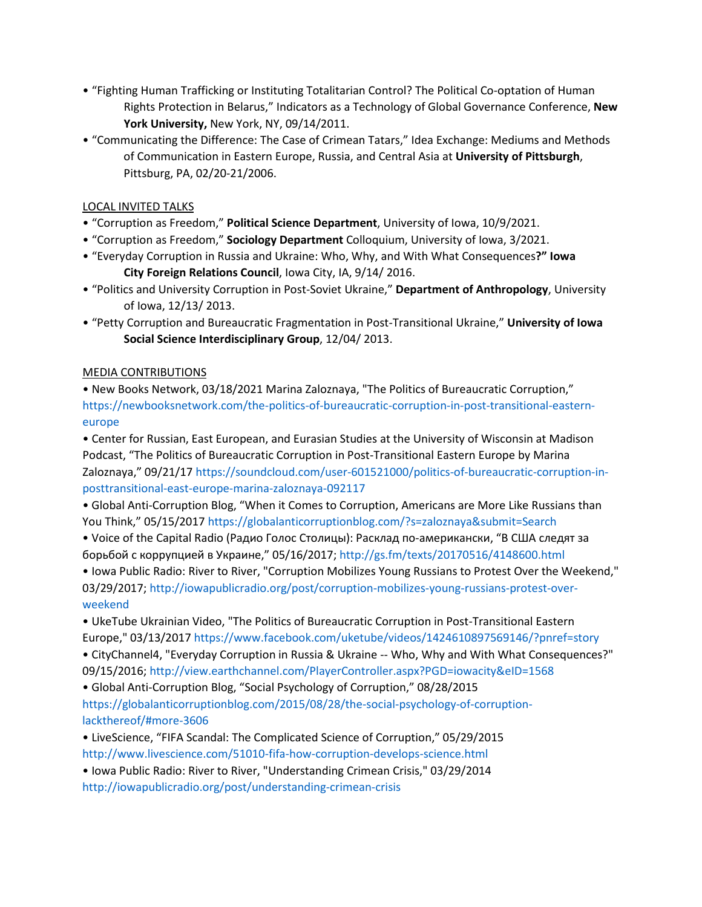- "Fighting Human Trafficking or Instituting Totalitarian Control? The Political Co-optation of Human Rights Protection in Belarus," Indicators as a Technology of Global Governance Conference, **New York University,** New York, NY, 09/14/2011.
- "Communicating the Difference: The Case of Crimean Tatars," Idea Exchange: Mediums and Methods of Communication in Eastern Europe, Russia, and Central Asia at **University of Pittsburgh**, Pittsburg, PA, 02/20-21/2006.

<u>LOCAL INVITED TALKS</u>

- "Corruption as Freedom," **Political Science Department**, University of Iowa, 10/9/2021.
- "Corruption as Freedom," **Sociology Department** Colloquium, University of Iowa, 3/2021.
- "Everyday Corruption in Russia and Ukraine: Who, Why, and With What Consequences**?" Iowa City Foreign Relations Council**, Iowa City, IA, 9/14/ 2016.
- "Politics and University Corruption in Post-Soviet Ukraine," **Department of Anthropology**, University of Iowa, 12/13/ 2013.
- "Petty Corruption and Bureaucratic Fragmentation in Post-Transitional Ukraine," **University of Iowa Social Science Interdisciplinary Group**, 12/04/ 2013.

<u>MEDIA CONTRIBUTIONS</u>

- New Books Network, 03/18/2021 Marina Zaloznaya, "The Politics of Bureaucratic Corruption," https://newbooksnetwork.com/the-politics-of-bureaucratic-corruption-in-post-transitional-eastern-europe
- Center for Russian, East European, and Eurasian Studies at the University of Wisconsin at Madison Podcast, "The Politics of Bureaucratic Corruption in Post-Transitional Eastern Europe by Marina Zaloznaya," 09/21/17 https://soundcloud.com/user-601521000/politics-of-bureaucratic-corruption-in-posttransitional-east-europe-marina-zaloznaya-092117
- Global Anti-Corruption Blog, "When it Comes to Corruption, Americans are More Like Russians than You Think," 05/15/2017 https://globalanticorruptionblog.com/?s=zaloznaya&submit=Search
- Voice of the Capital Radio (Радио Голос Столицы): Расклад по-американски, "В США следят за борьбой с коррупцией в Украине," 05/16/2017; http://gs.fm/texts/20170516/4148600.html
- Iowa Public Radio: River to River, "Corruption Mobilizes Young Russians to Protest Over the Weekend," 03/29/2017; http://iowapublicradio.org/post/corruption-mobilizes-young-russians-protest-over-weekend
- UkeTube Ukrainian Video, "The Politics of Bureaucratic Corruption in Post-Transitional Eastern Europe," 03/13/2017 https://www.facebook.com/uketube/videos/1424610897569146/?pnref=story
- CityChannel4, "Everyday Corruption in Russia & Ukraine -- Who, Why and With What Consequences?" 09/15/2016; http://view.earthchannel.com/PlayerController.aspx?PGD=iowacity&eID=1568
- Global Anti-Corruption Blog, "Social Psychology of Corruption," 08/28/2015 https://globalanticorruptionblog.com/2015/08/28/the-social-psychology-of-corruption-lackthereof/#more-3606
- LiveScience, "FIFA Scandal: The Complicated Science of Corruption," 05/29/2015 http://www.livescience.com/51010-fifa-how-corruption-develops-science.html
- Iowa Public Radio: River to River, "Understanding Crimean Crisis," 03/29/2014 http://iowapublicradio.org/post/understanding-crimean-crisis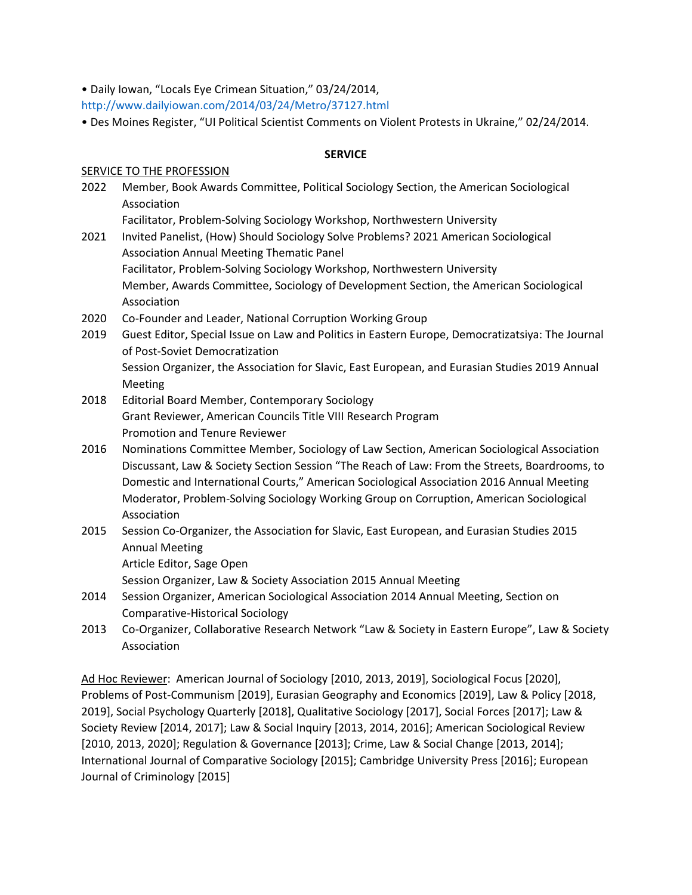• Daily Iowan, "Locals Eye Crimean Situation," 03/24/2014, http://www.dailyiowan.com/2014/03/24/Metro/37127.html

• Des Moines Register, "UI Political Scientist Comments on Violent Protests in Ukraine," 02/24/2014.

## SERVICE

SERVICE TO THE PROFESSION

2022 Member, Book Awards Committee, Political Sociology Section, the American Sociological Association
Facilitator, Problem-Solving Sociology Workshop, Northwestern University

2021 Invited Panelist, (How) Should Sociology Solve Problems? 2021 American Sociological Association Annual Meeting Thematic Panel
Facilitator, Problem-Solving Sociology Workshop, Northwestern University
Member, Awards Committee, Sociology of Development Section, the American Sociological Association

2020 Co-Founder and Leader, National Corruption Working Group

2019 Guest Editor, Special Issue on Law and Politics in Eastern Europe, Democratizatsiya: The Journal of Post-Soviet Democratization
Session Organizer, the Association for Slavic, East European, and Eurasian Studies 2019 Annual Meeting

2018 Editorial Board Member, Contemporary Sociology
Grant Reviewer, American Councils Title VIII Research Program
Promotion and Tenure Reviewer

2016 Nominations Committee Member, Sociology of Law Section, American Sociological Association
Discussant, Law & Society Section Session "The Reach of Law: From the Streets, Boardrooms, to Domestic and International Courts," American Sociological Association 2016 Annual Meeting
Moderator, Problem-Solving Sociology Working Group on Corruption, American Sociological Association

2015 Session Co-Organizer, the Association for Slavic, East European, and Eurasian Studies 2015 Annual Meeting
Article Editor, Sage Open
Session Organizer, Law & Society Association 2015 Annual Meeting

2014 Session Organizer, American Sociological Association 2014 Annual Meeting, Section on Comparative-Historical Sociology

2013 Co-Organizer, Collaborative Research Network "Law & Society in Eastern Europe", Law & Society Association

Ad Hoc Reviewer: American Journal of Sociology [2010, 2013, 2019], Sociological Focus [2020], Problems of Post-Communism [2019], Eurasian Geography and Economics [2019], Law & Policy [2018, 2019], Social Psychology Quarterly [2018], Qualitative Sociology [2017], Social Forces [2017]; Law & Society Review [2014, 2017]; Law & Social Inquiry [2013, 2014, 2016]; American Sociological Review [2010, 2013, 2020]; Regulation & Governance [2013]; Crime, Law & Social Change [2013, 2014]; International Journal of Comparative Sociology [2015]; Cambridge University Press [2016]; European Journal of Criminology [2015]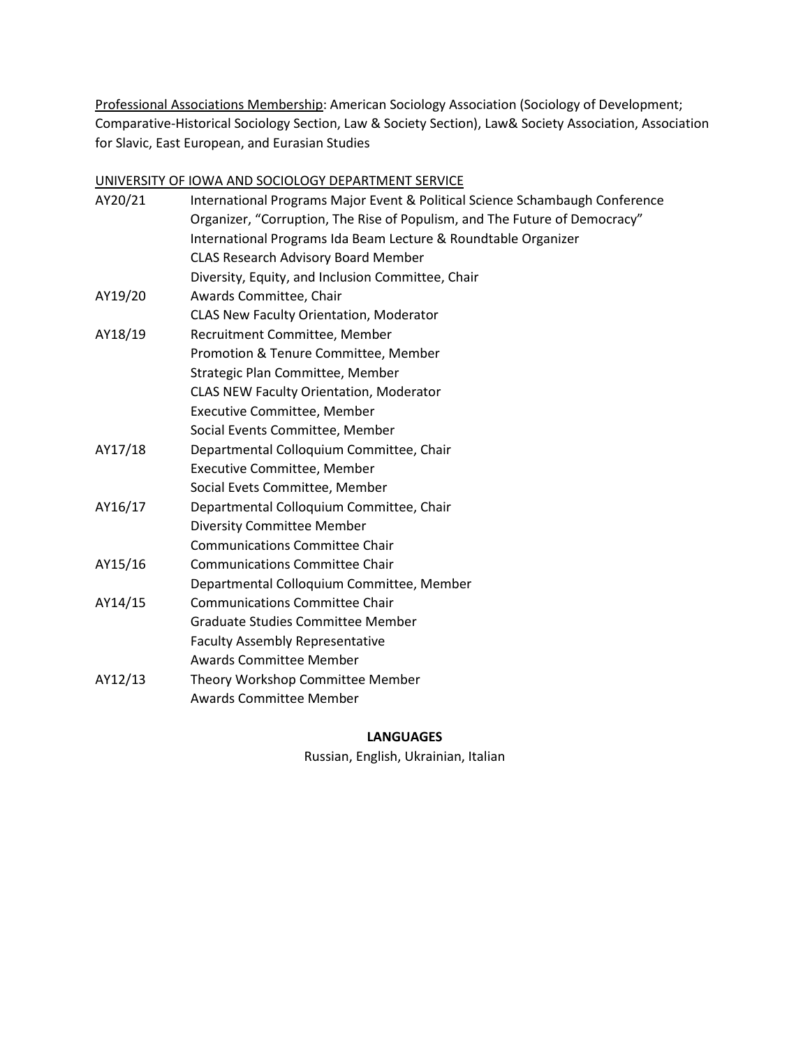<u>Professional Associations Membership</u>: American Sociology Association (Sociology of Development; Comparative-Historical Sociology Section, Law & Society Section), Law& Society Association, Association for Slavic, East European, and Eurasian Studies

<u>UNIVERSITY OF IOWA AND SOCIOLOGY DEPARTMENT SERVICE</u>

| | |
|---|---|
| AY20/21 | International Programs Major Event & Political Science Schambaugh Conference Organizer, "Corruption, The Rise of Populism, and The Future of Democracy" |
| | International Programs Ida Beam Lecture & Roundtable Organizer |
| | CLAS Research Advisory Board Member |
| | Diversity, Equity, and Inclusion Committee, Chair |
| AY19/20 | Awards Committee, Chair |
| | CLAS New Faculty Orientation, Moderator |
| AY18/19 | Recruitment Committee, Member |
| | Promotion & Tenure Committee, Member |
| | Strategic Plan Committee, Member |
| | CLAS NEW Faculty Orientation, Moderator |
| | Executive Committee, Member |
| | Social Events Committee, Member |
| AY17/18 | Departmental Colloquium Committee, Chair |
| | Executive Committee, Member |
| | Social Evets Committee, Member |
| AY16/17 | Departmental Colloquium Committee, Chair |
| | Diversity Committee Member |
| | Communications Committee Chair |
| AY15/16 | Communications Committee Chair |
| | Departmental Colloquium Committee, Member |
| AY14/15 | Communications Committee Chair |
| | Graduate Studies Committee Member |
| | Faculty Assembly Representative |
| | Awards Committee Member |
| AY12/13 | Theory Workshop Committee Member |
| | Awards Committee Member |

**LANGUAGES**

Russian, English, Ukrainian, Italian